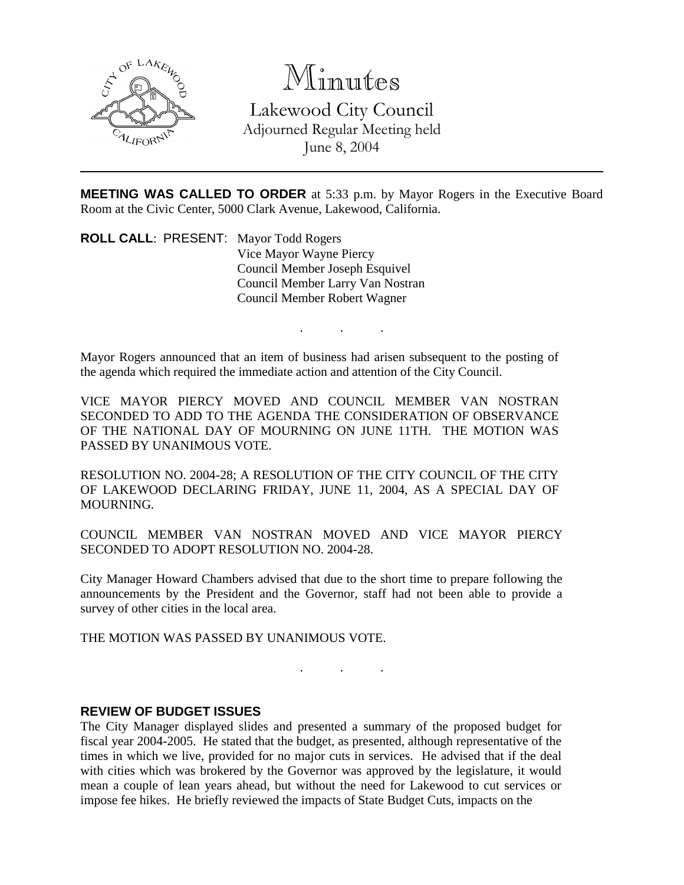# Minutes

Lakewood City Council
Adjourned Regular Meeting held
June 8, 2004

---

**MEETING WAS CALLED TO ORDER** at 5:33 p.m. by Mayor Rogers in the Executive Board Room at the Civic Center, 5000 Clark Avenue, Lakewood, California.

**ROLL CALL**: PRESENT: Mayor Todd Rogers
Vice Mayor Wayne Piercy
Council Member Joseph Esquivel
Council Member Larry Van Nostran
Council Member Robert Wagner

. . .

Mayor Rogers announced that an item of business had arisen subsequent to the posting of the agenda which required the immediate action and attention of the City Council.

VICE MAYOR PIERCY MOVED AND COUNCIL MEMBER VAN NOSTRAN SECONDED TO ADD TO THE AGENDA THE CONSIDERATION OF OBSERVANCE OF THE NATIONAL DAY OF MOURNING ON JUNE 11TH. THE MOTION WAS PASSED BY UNANIMOUS VOTE.

RESOLUTION NO. 2004-28; A RESOLUTION OF THE CITY COUNCIL OF THE CITY OF LAKEWOOD DECLARING FRIDAY, JUNE 11, 2004, AS A SPECIAL DAY OF MOURNING.

COUNCIL MEMBER VAN NOSTRAN MOVED AND VICE MAYOR PIERCY SECONDED TO ADOPT RESOLUTION NO. 2004-28.

City Manager Howard Chambers advised that due to the short time to prepare following the announcements by the President and the Governor, staff had not been able to provide a survey of other cities in the local area.

THE MOTION WAS PASSED BY UNANIMOUS VOTE.

. . .

**REVIEW OF BUDGET ISSUES**

The City Manager displayed slides and presented a summary of the proposed budget for fiscal year 2004-2005. He stated that the budget, as presented, although representative of the times in which we live, provided for no major cuts in services. He advised that if the deal with cities which was brokered by the Governor was approved by the legislature, it would mean a couple of lean years ahead, but without the need for Lakewood to cut services or impose fee hikes. He briefly reviewed the impacts of State Budget Cuts, impacts on the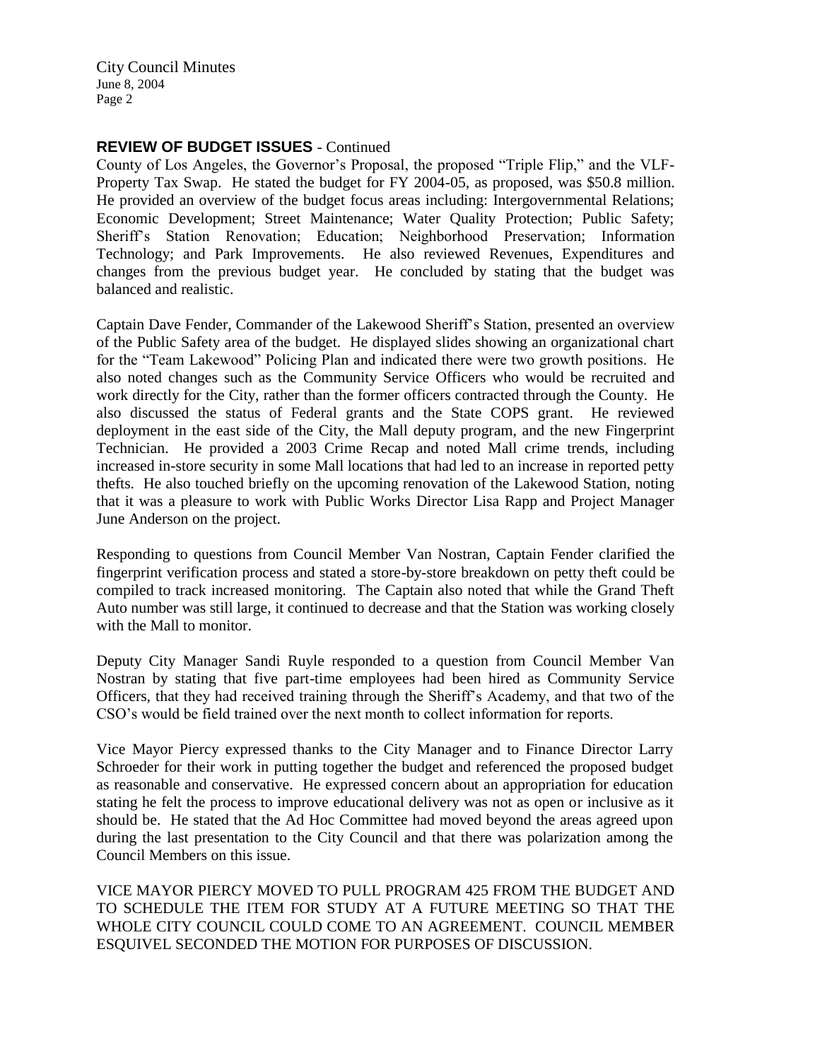**REVIEW OF BUDGET ISSUES** - Continued

County of Los Angeles, the Governor's Proposal, the proposed "Triple Flip," and the VLF-Property Tax Swap. He stated the budget for FY 2004-05, as proposed, was $50.8 million. He provided an overview of the budget focus areas including: Intergovernmental Relations; Economic Development; Street Maintenance; Water Quality Protection; Public Safety; Sheriff's Station Renovation; Education; Neighborhood Preservation; Information Technology; and Park Improvements. He also reviewed Revenues, Expenditures and changes from the previous budget year. He concluded by stating that the budget was balanced and realistic.

Captain Dave Fender, Commander of the Lakewood Sheriff's Station, presented an overview of the Public Safety area of the budget. He displayed slides showing an organizational chart for the "Team Lakewood" Policing Plan and indicated there were two growth positions. He also noted changes such as the Community Service Officers who would be recruited and work directly for the City, rather than the former officers contracted through the County. He also discussed the status of Federal grants and the State COPS grant. He reviewed deployment in the east side of the City, the Mall deputy program, and the new Fingerprint Technician. He provided a 2003 Crime Recap and noted Mall crime trends, including increased in-store security in some Mall locations that had led to an increase in reported petty thefts. He also touched briefly on the upcoming renovation of the Lakewood Station, noting that it was a pleasure to work with Public Works Director Lisa Rapp and Project Manager June Anderson on the project.

Responding to questions from Council Member Van Nostran, Captain Fender clarified the fingerprint verification process and stated a store-by-store breakdown on petty theft could be compiled to track increased monitoring. The Captain also noted that while the Grand Theft Auto number was still large, it continued to decrease and that the Station was working closely with the Mall to monitor.

Deputy City Manager Sandi Ruyle responded to a question from Council Member Van Nostran by stating that five part-time employees had been hired as Community Service Officers, that they had received training through the Sheriff's Academy, and that two of the CSO's would be field trained over the next month to collect information for reports.

Vice Mayor Piercy expressed thanks to the City Manager and to Finance Director Larry Schroeder for their work in putting together the budget and referenced the proposed budget as reasonable and conservative. He expressed concern about an appropriation for education stating he felt the process to improve educational delivery was not as open or inclusive as it should be. He stated that the Ad Hoc Committee had moved beyond the areas agreed upon during the last presentation to the City Council and that there was polarization among the Council Members on this issue.

VICE MAYOR PIERCY MOVED TO PULL PROGRAM 425 FROM THE BUDGET AND TO SCHEDULE THE ITEM FOR STUDY AT A FUTURE MEETING SO THAT THE WHOLE CITY COUNCIL COULD COME TO AN AGREEMENT. COUNCIL MEMBER ESQUIVEL SECONDED THE MOTION FOR PURPOSES OF DISCUSSION.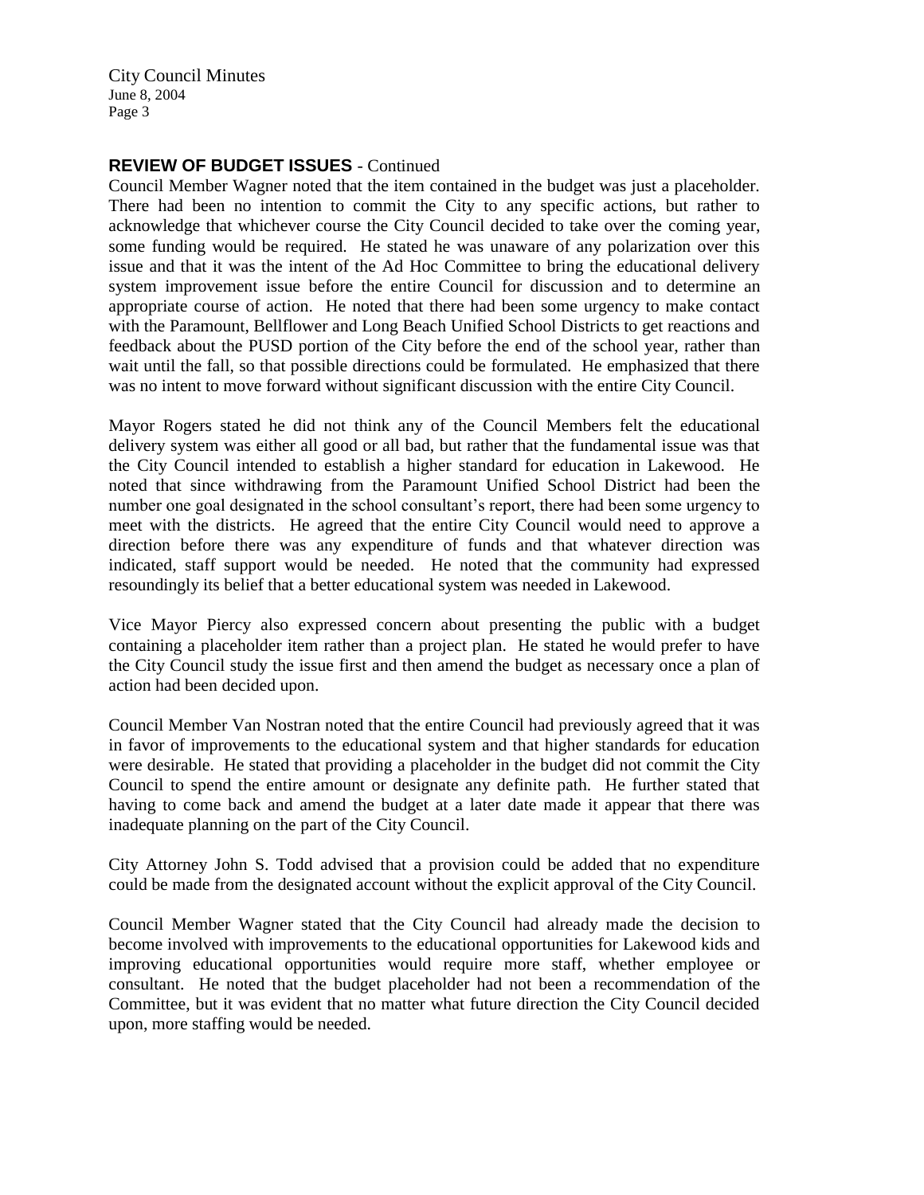**REVIEW OF BUDGET ISSUES** - Continued

Council Member Wagner noted that the item contained in the budget was just a placeholder. There had been no intention to commit the City to any specific actions, but rather to acknowledge that whichever course the City Council decided to take over the coming year, some funding would be required. He stated he was unaware of any polarization over this issue and that it was the intent of the Ad Hoc Committee to bring the educational delivery system improvement issue before the entire Council for discussion and to determine an appropriate course of action. He noted that there had been some urgency to make contact with the Paramount, Bellflower and Long Beach Unified School Districts to get reactions and feedback about the PUSD portion of the City before the end of the school year, rather than wait until the fall, so that possible directions could be formulated. He emphasized that there was no intent to move forward without significant discussion with the entire City Council.

Mayor Rogers stated he did not think any of the Council Members felt the educational delivery system was either all good or all bad, but rather that the fundamental issue was that the City Council intended to establish a higher standard for education in Lakewood. He noted that since withdrawing from the Paramount Unified School District had been the number one goal designated in the school consultant's report, there had been some urgency to meet with the districts. He agreed that the entire City Council would need to approve a direction before there was any expenditure of funds and that whatever direction was indicated, staff support would be needed. He noted that the community had expressed resoundingly its belief that a better educational system was needed in Lakewood.

Vice Mayor Piercy also expressed concern about presenting the public with a budget containing a placeholder item rather than a project plan. He stated he would prefer to have the City Council study the issue first and then amend the budget as necessary once a plan of action had been decided upon.

Council Member Van Nostran noted that the entire Council had previously agreed that it was in favor of improvements to the educational system and that higher standards for education were desirable. He stated that providing a placeholder in the budget did not commit the City Council to spend the entire amount or designate any definite path. He further stated that having to come back and amend the budget at a later date made it appear that there was inadequate planning on the part of the City Council.

City Attorney John S. Todd advised that a provision could be added that no expenditure could be made from the designated account without the explicit approval of the City Council.

Council Member Wagner stated that the City Council had already made the decision to become involved with improvements to the educational opportunities for Lakewood kids and improving educational opportunities would require more staff, whether employee or consultant. He noted that the budget placeholder had not been a recommendation of the Committee, but it was evident that no matter what future direction the City Council decided upon, more staffing would be needed.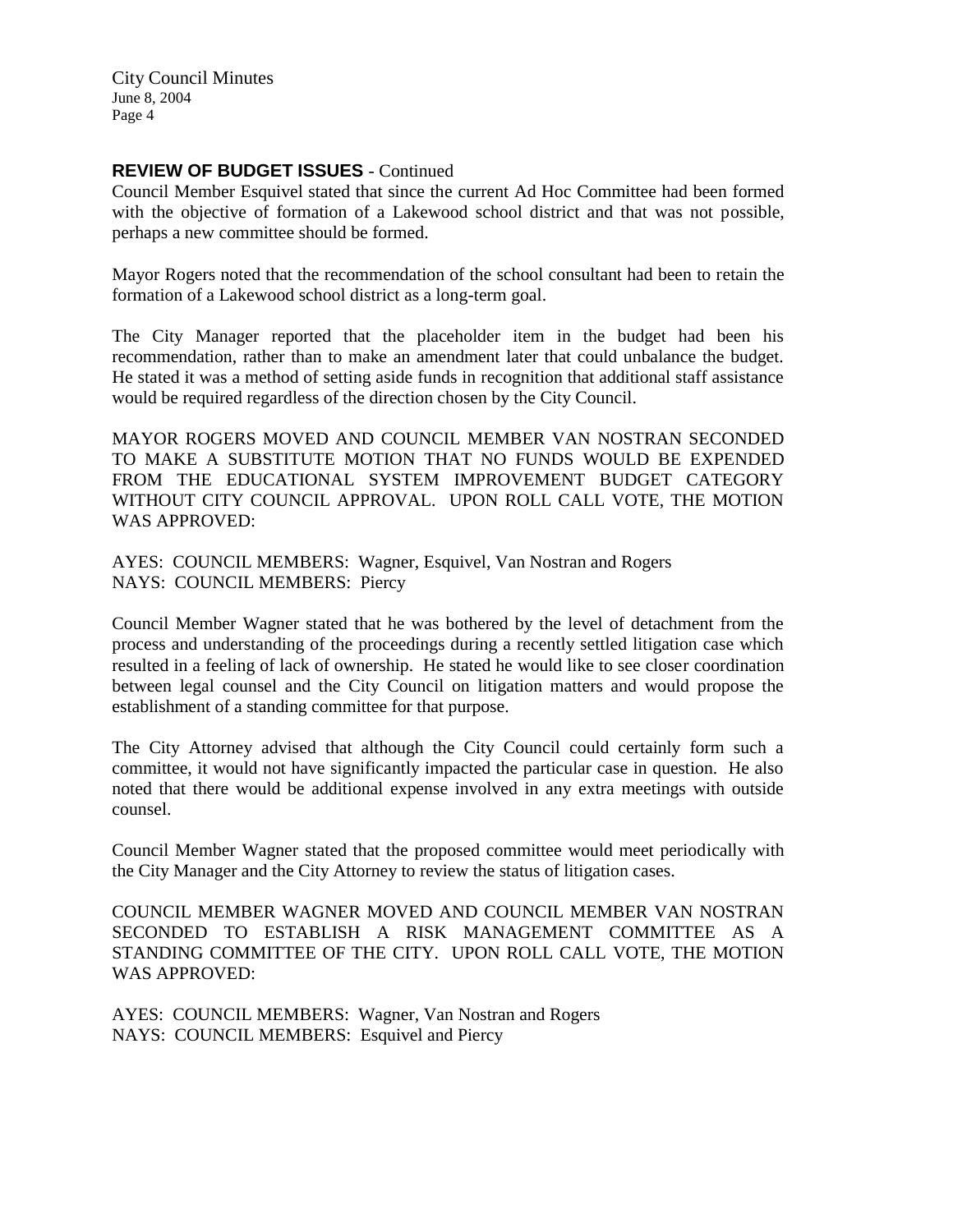## REVIEW OF BUDGET ISSUES - Continued

Council Member Esquivel stated that since the current Ad Hoc Committee had been formed with the objective of formation of a Lakewood school district and that was not possible, perhaps a new committee should be formed.

Mayor Rogers noted that the recommendation of the school consultant had been to retain the formation of a Lakewood school district as a long-term goal.

The City Manager reported that the placeholder item in the budget had been his recommendation, rather than to make an amendment later that could unbalance the budget. He stated it was a method of setting aside funds in recognition that additional staff assistance would be required regardless of the direction chosen by the City Council.

MAYOR ROGERS MOVED AND COUNCIL MEMBER VAN NOSTRAN SECONDED TO MAKE A SUBSTITUTE MOTION THAT NO FUNDS WOULD BE EXPENDED FROM THE EDUCATIONAL SYSTEM IMPROVEMENT BUDGET CATEGORY WITHOUT CITY COUNCIL APPROVAL. UPON ROLL CALL VOTE, THE MOTION WAS APPROVED:

AYES: COUNCIL MEMBERS: Wagner, Esquivel, Van Nostran and Rogers
NAYS: COUNCIL MEMBERS: Piercy

Council Member Wagner stated that he was bothered by the level of detachment from the process and understanding of the proceedings during a recently settled litigation case which resulted in a feeling of lack of ownership. He stated he would like to see closer coordination between legal counsel and the City Council on litigation matters and would propose the establishment of a standing committee for that purpose.

The City Attorney advised that although the City Council could certainly form such a committee, it would not have significantly impacted the particular case in question. He also noted that there would be additional expense involved in any extra meetings with outside counsel.

Council Member Wagner stated that the proposed committee would meet periodically with the City Manager and the City Attorney to review the status of litigation cases.

COUNCIL MEMBER WAGNER MOVED AND COUNCIL MEMBER VAN NOSTRAN SECONDED TO ESTABLISH A RISK MANAGEMENT COMMITTEE AS A STANDING COMMITTEE OF THE CITY. UPON ROLL CALL VOTE, THE MOTION WAS APPROVED:

AYES: COUNCIL MEMBERS: Wagner, Van Nostran and Rogers
NAYS: COUNCIL MEMBERS: Esquivel and Piercy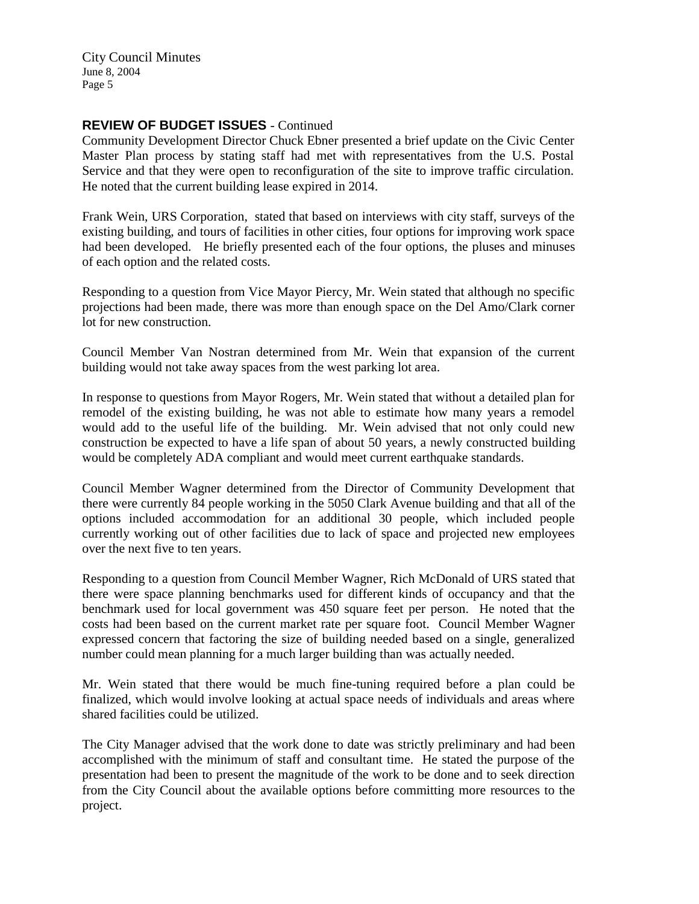## REVIEW OF BUDGET ISSUES - Continued

Community Development Director Chuck Ebner presented a brief update on the Civic Center Master Plan process by stating staff had met with representatives from the U.S. Postal Service and that they were open to reconfiguration of the site to improve traffic circulation. He noted that the current building lease expired in 2014.

Frank Wein, URS Corporation, stated that based on interviews with city staff, surveys of the existing building, and tours of facilities in other cities, four options for improving work space had been developed. He briefly presented each of the four options, the pluses and minuses of each option and the related costs.

Responding to a question from Vice Mayor Piercy, Mr. Wein stated that although no specific projections had been made, there was more than enough space on the Del Amo/Clark corner lot for new construction.

Council Member Van Nostran determined from Mr. Wein that expansion of the current building would not take away spaces from the west parking lot area.

In response to questions from Mayor Rogers, Mr. Wein stated that without a detailed plan for remodel of the existing building, he was not able to estimate how many years a remodel would add to the useful life of the building. Mr. Wein advised that not only could new construction be expected to have a life span of about 50 years, a newly constructed building would be completely ADA compliant and would meet current earthquake standards.

Council Member Wagner determined from the Director of Community Development that there were currently 84 people working in the 5050 Clark Avenue building and that all of the options included accommodation for an additional 30 people, which included people currently working out of other facilities due to lack of space and projected new employees over the next five to ten years.

Responding to a question from Council Member Wagner, Rich McDonald of URS stated that there were space planning benchmarks used for different kinds of occupancy and that the benchmark used for local government was 450 square feet per person. He noted that the costs had been based on the current market rate per square foot. Council Member Wagner expressed concern that factoring the size of building needed based on a single, generalized number could mean planning for a much larger building than was actually needed.

Mr. Wein stated that there would be much fine-tuning required before a plan could be finalized, which would involve looking at actual space needs of individuals and areas where shared facilities could be utilized.

The City Manager advised that the work done to date was strictly preliminary and had been accomplished with the minimum of staff and consultant time. He stated the purpose of the presentation had been to present the magnitude of the work to be done and to seek direction from the City Council about the available options before committing more resources to the project.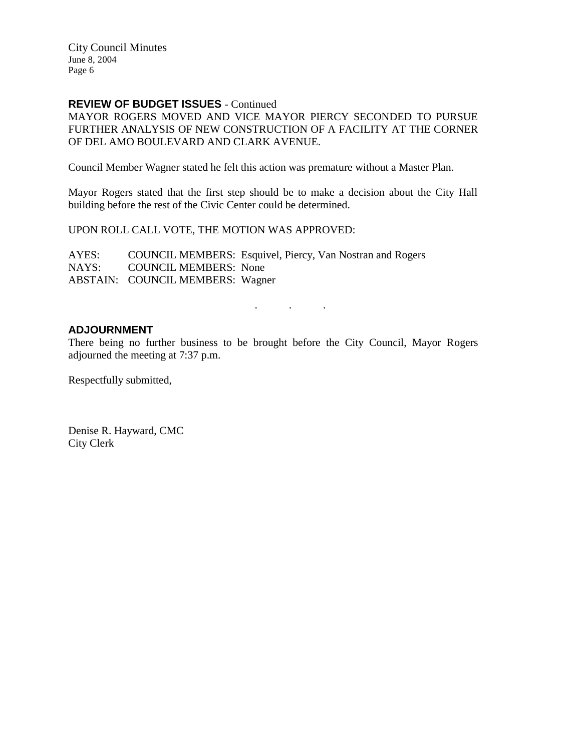**REVIEW OF BUDGET ISSUES** - Continued

MAYOR ROGERS MOVED AND VICE MAYOR PIERCY SECONDED TO PURSUE FURTHER ANALYSIS OF NEW CONSTRUCTION OF A FACILITY AT THE CORNER OF DEL AMO BOULEVARD AND CLARK AVENUE.

Council Member Wagner stated he felt this action was premature without a Master Plan.

Mayor Rogers stated that the first step should be to make a decision about the City Hall building before the rest of the Civic Center could be determined.

UPON ROLL CALL VOTE, THE MOTION WAS APPROVED:

AYES: COUNCIL MEMBERS: Esquivel, Piercy, Van Nostran and Rogers
NAYS: COUNCIL MEMBERS: None
ABSTAIN: COUNCIL MEMBERS: Wagner

. . .

## ADJOURNMENT

There being no further business to be brought before the City Council, Mayor Rogers adjourned the meeting at 7:37 p.m.

Respectfully submitted,

Denise R. Hayward, CMC
City Clerk